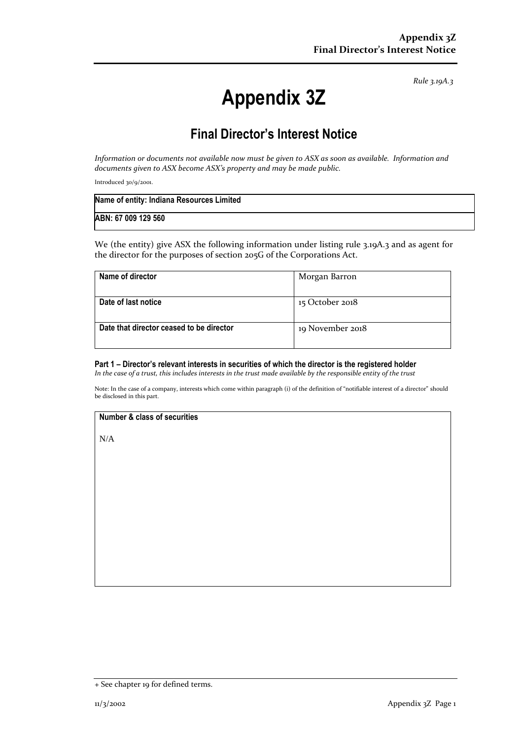*Rule 3.19A.3*

# Appendix 3Z

## Final Director's Interest Notice

*Information or documents not available now must be given to ASX as soon as available. Information and documents given to ASX become ASX's property and may be made public.*

Introduced 30/9/2001.

| Name of entity: Indiana Resources Limited |
|---|
| ABN: 67 009 129 560 |

We (the entity) give ASX the following information under listing rule 3.19A.3 and as agent for the director for the purposes of section 205G of the Corporations Act.

| | |
|---|---|
| **Name of director** | Morgan Barron |
| **Date of last notice** | 15 October 2018 |
| **Date that director ceased to be director** | 19 November 2018 |

#### Part 1 – Director's relevant interests in securities of which the director is the registered holder

*In the case of a trust, this includes interests in the trust made available by the responsible entity of the trust*

Note: In the case of a company, interests which come within paragraph (i) of the definition of "notifiable interest of a director" should be disclosed in this part.

| Number & class of securities |
|---|
| N/A |

+ See chapter 19 for defined terms.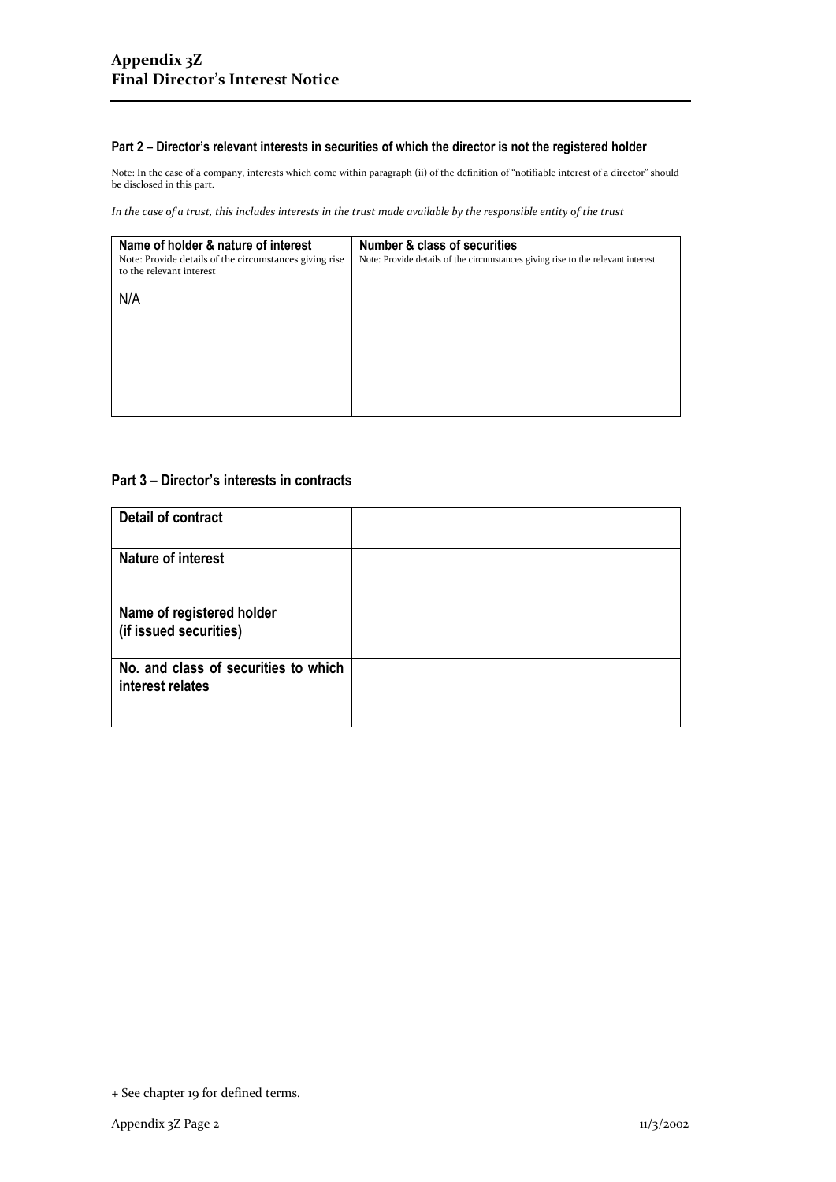## Part 2 – Director's relevant interests in securities of which the director is not the registered holder

Note: In the case of a company, interests which come within paragraph (ii) of the definition of "notifiable interest of a director" should be disclosed in this part.

*In the case of a trust, this includes interests in the trust made available by the responsible entity of the trust*

| **Name of holder & nature of interest**<br>Note: Provide details of the circumstances giving rise to the relevant interest | **Number & class of securities**<br>Note: Provide details of the circumstances giving rise to the relevant interest |
|---|---|
| N/A | |

## Part 3 – Director's interests in contracts

| | |
|---|---|
| **Detail of contract** | |
| **Nature of interest** | |
| **Name of registered holder (if issued securities)** | |
| **No. and class of securities to which interest relates** | |

+ See chapter 19 for defined terms.